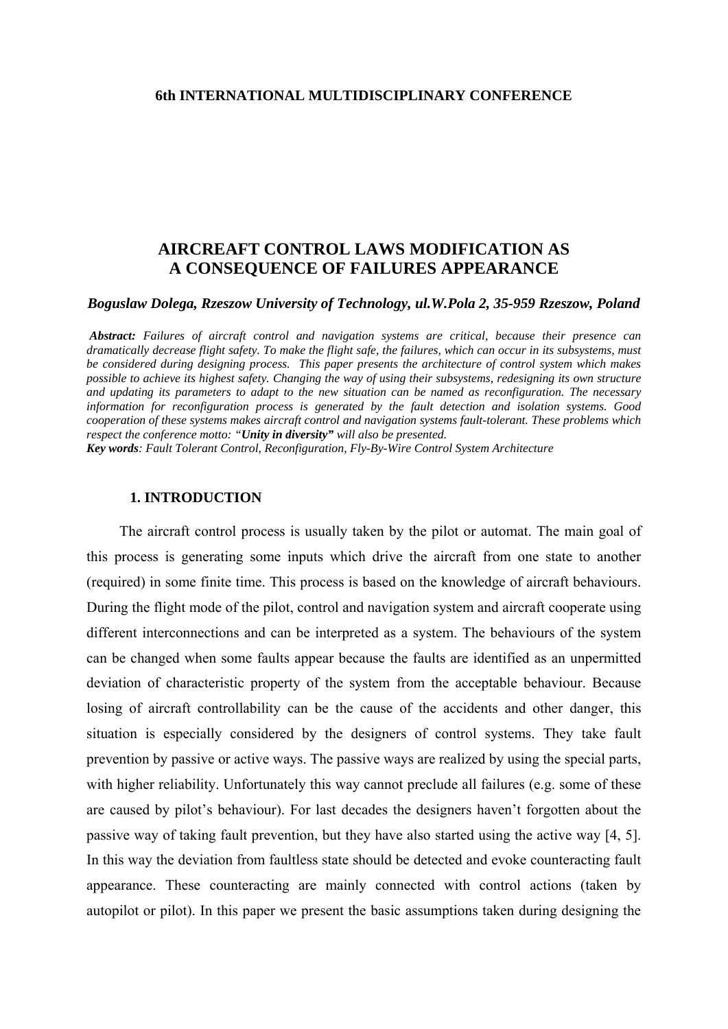**6th INTERNATIONAL MULTIDISCIPLINARY CONFERENCE**

# AIRCREAFT CONTROL LAWS MODIFICATION AS A CONSEQUENCE OF FAILURES APPEARANCE

***Boguslaw Dolega, Rzeszow University of Technology, ul.W.Pola 2, 35-959 Rzeszow, Poland***

***Abstract:*** *Failures of aircraft control and navigation systems are critical, because their presence can dramatically decrease flight safety. To make the flight safe, the failures, which can occur in its subsystems, must be considered during designing process. This paper presents the architecture of control system which makes possible to achieve its highest safety. Changing the way of using their subsystems, redesigning its own structure and updating its parameters to adapt to the new situation can be named as reconfiguration. The necessary information for reconfiguration process is generated by the fault detection and isolation systems. Good cooperation of these systems makes aircraft control and navigation systems fault-tolerant. These problems which respect the conference motto: "**Unity in diversity"** will also be presented.*

***Key words****: Fault Tolerant Control, Reconfiguration, Fly-By-Wire Control System Architecture*

## 1. INTRODUCTION

The aircraft control process is usually taken by the pilot or automat. The main goal of this process is generating some inputs which drive the aircraft from one state to another (required) in some finite time. This process is based on the knowledge of aircraft behaviours. During the flight mode of the pilot, control and navigation system and aircraft cooperate using different interconnections and can be interpreted as a system. The behaviours of the system can be changed when some faults appear because the faults are identified as an unpermitted deviation of characteristic property of the system from the acceptable behaviour. Because losing of aircraft controllability can be the cause of the accidents and other danger, this situation is especially considered by the designers of control systems. They take fault prevention by passive or active ways. The passive ways are realized by using the special parts, with higher reliability. Unfortunately this way cannot preclude all failures (e.g. some of these are caused by pilot's behaviour). For last decades the designers haven't forgotten about the passive way of taking fault prevention, but they have also started using the active way [4, 5]. In this way the deviation from faultless state should be detected and evoke counteracting fault appearance. These counteracting are mainly connected with control actions (taken by autopilot or pilot). In this paper we present the basic assumptions taken during designing the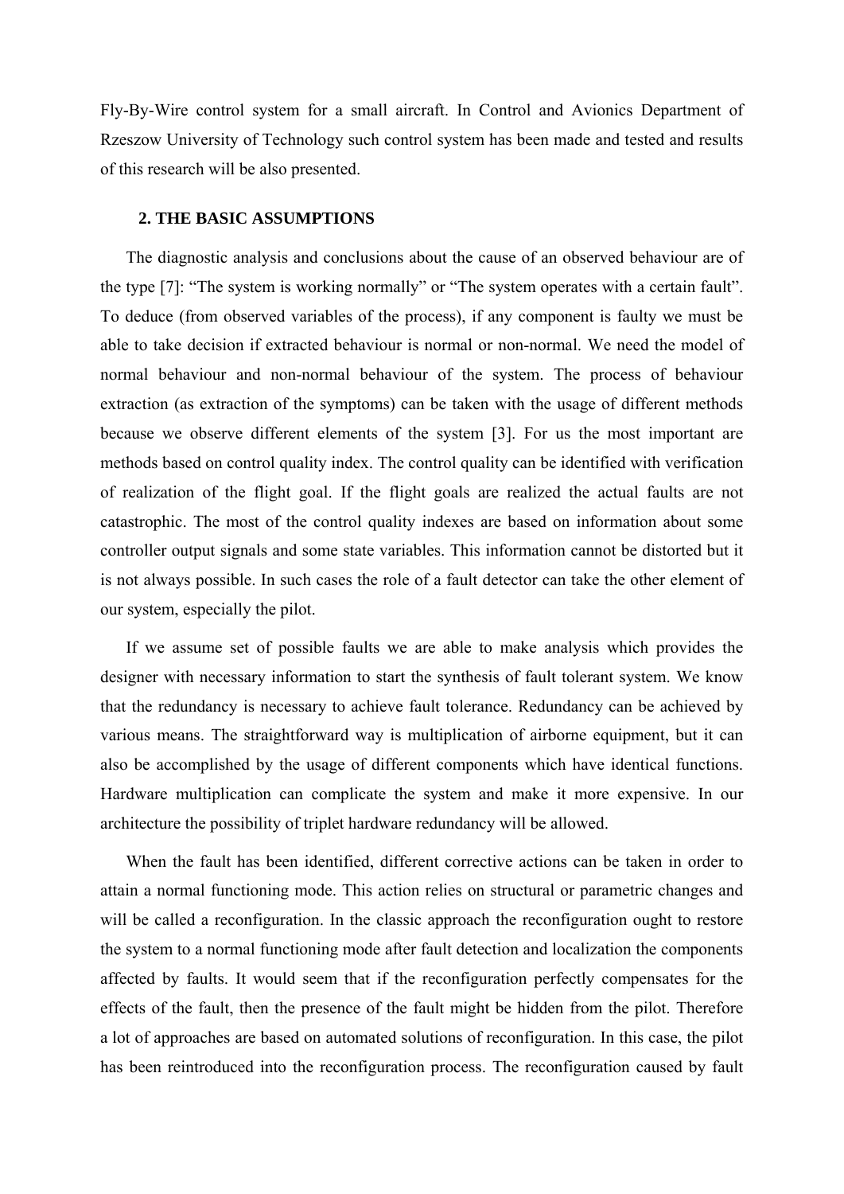Fly-By-Wire control system for a small aircraft. In Control and Avionics Department of Rzeszow University of Technology such control system has been made and tested and results of this research will be also presented.

## 2. THE BASIC ASSUMPTIONS

The diagnostic analysis and conclusions about the cause of an observed behaviour are of the type [7]: "The system is working normally" or "The system operates with a certain fault". To deduce (from observed variables of the process), if any component is faulty we must be able to take decision if extracted behaviour is normal or non-normal. We need the model of normal behaviour and non-normal behaviour of the system. The process of behaviour extraction (as extraction of the symptoms) can be taken with the usage of different methods because we observe different elements of the system [3]. For us the most important are methods based on control quality index. The control quality can be identified with verification of realization of the flight goal. If the flight goals are realized the actual faults are not catastrophic. The most of the control quality indexes are based on information about some controller output signals and some state variables. This information cannot be distorted but it is not always possible. In such cases the role of a fault detector can take the other element of our system, especially the pilot.

If we assume set of possible faults we are able to make analysis which provides the designer with necessary information to start the synthesis of fault tolerant system. We know that the redundancy is necessary to achieve fault tolerance. Redundancy can be achieved by various means. The straightforward way is multiplication of airborne equipment, but it can also be accomplished by the usage of different components which have identical functions. Hardware multiplication can complicate the system and make it more expensive. In our architecture the possibility of triplet hardware redundancy will be allowed.

When the fault has been identified, different corrective actions can be taken in order to attain a normal functioning mode. This action relies on structural or parametric changes and will be called a reconfiguration. In the classic approach the reconfiguration ought to restore the system to a normal functioning mode after fault detection and localization the components affected by faults. It would seem that if the reconfiguration perfectly compensates for the effects of the fault, then the presence of the fault might be hidden from the pilot. Therefore a lot of approaches are based on automated solutions of reconfiguration. In this case, the pilot has been reintroduced into the reconfiguration process. The reconfiguration caused by fault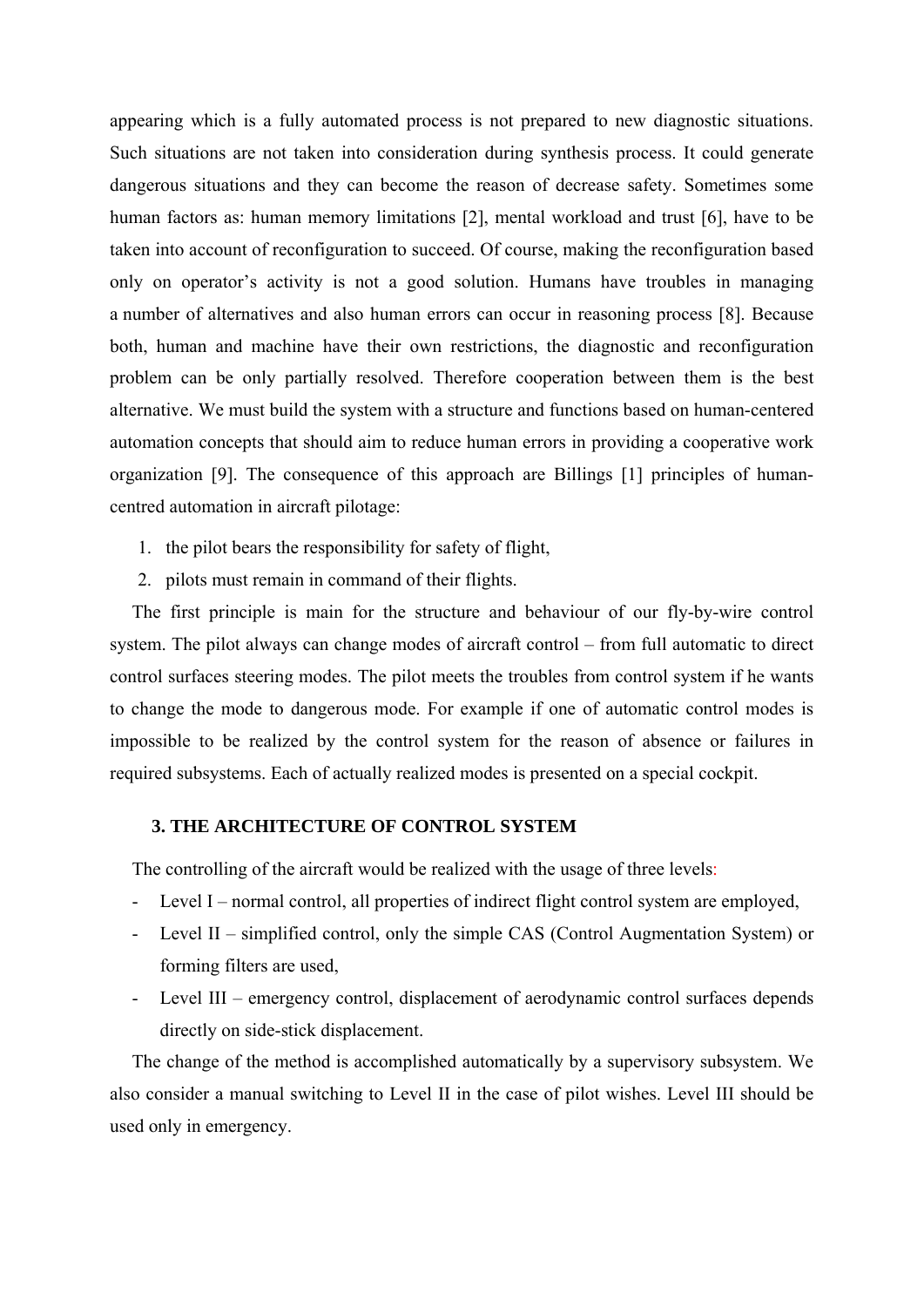appearing which is a fully automated process is not prepared to new diagnostic situations. Such situations are not taken into consideration during synthesis process. It could generate dangerous situations and they can become the reason of decrease safety. Sometimes some human factors as: human memory limitations [2], mental workload and trust [6], have to be taken into account of reconfiguration to succeed. Of course, making the reconfiguration based only on operator's activity is not a good solution. Humans have troubles in managing a number of alternatives and also human errors can occur in reasoning process [8]. Because both, human and machine have their own restrictions, the diagnostic and reconfiguration problem can be only partially resolved. Therefore cooperation between them is the best alternative. We must build the system with a structure and functions based on human-centered automation concepts that should aim to reduce human errors in providing a cooperative work organization [9]. The consequence of this approach are Billings [1] principles of human-centred automation in aircraft pilotage:

1. the pilot bears the responsibility for safety of flight,
2. pilots must remain in command of their flights.

The first principle is main for the structure and behaviour of our fly-by-wire control system. The pilot always can change modes of aircraft control – from full automatic to direct control surfaces steering modes. The pilot meets the troubles from control system if he wants to change the mode to dangerous mode. For example if one of automatic control modes is impossible to be realized by the control system for the reason of absence or failures in required subsystems. Each of actually realized modes is presented on a special cockpit.

## 3. THE ARCHITECTURE OF CONTROL SYSTEM

The controlling of the aircraft would be realized with the usage of three levels:

- Level I – normal control, all properties of indirect flight control system are employed,
- Level II – simplified control, only the simple CAS (Control Augmentation System) or forming filters are used,
- Level III – emergency control, displacement of aerodynamic control surfaces depends directly on side-stick displacement.

The change of the method is accomplished automatically by a supervisory subsystem. We also consider a manual switching to Level II in the case of pilot wishes. Level III should be used only in emergency.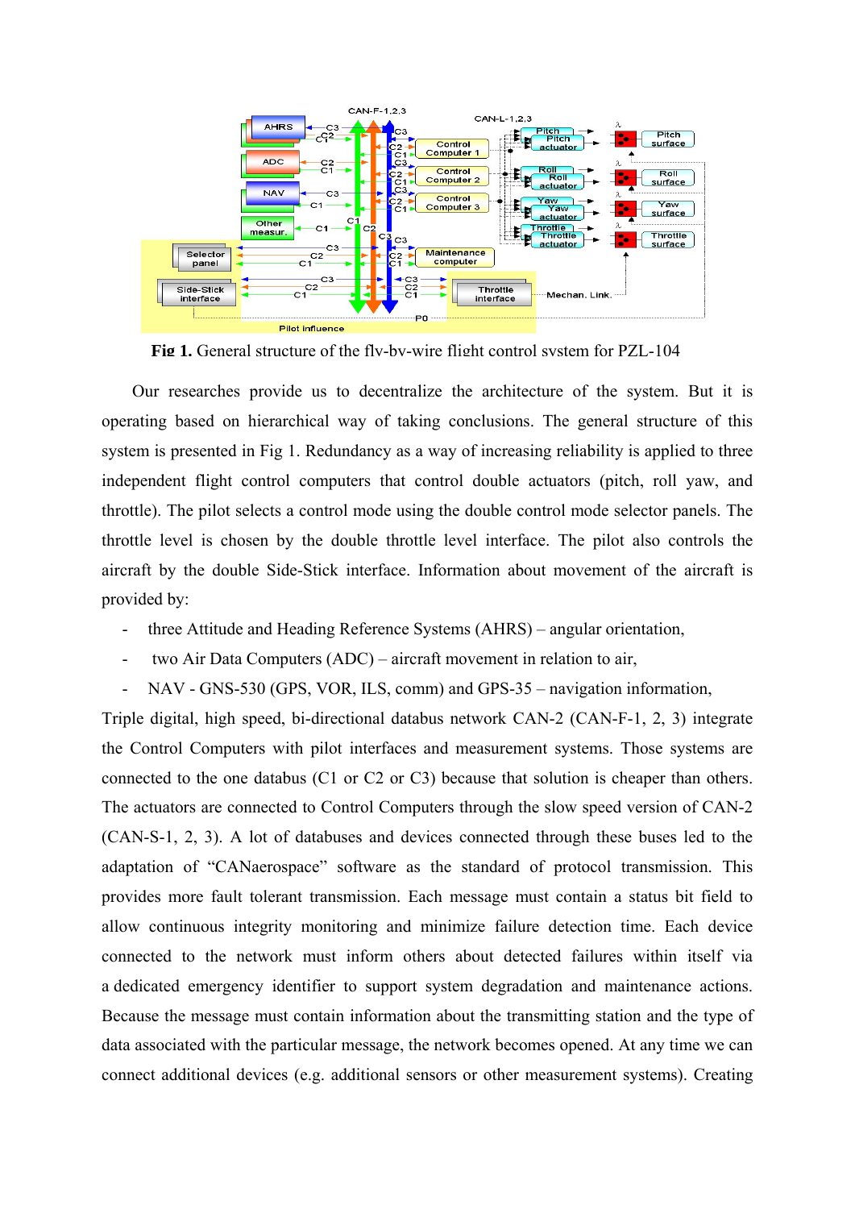**Fig 1.** General structure of the fly-by-wire flight control system for PZL-104

Our researches provide us to decentralize the architecture of the system. But it is operating based on hierarchical way of taking conclusions. The general structure of this system is presented in Fig 1. Redundancy as a way of increasing reliability is applied to three independent flight control computers that control double actuators (pitch, roll yaw, and throttle). The pilot selects a control mode using the double control mode selector panels. The throttle level is chosen by the double throttle level interface. The pilot also controls the aircraft by the double Side-Stick interface. Information about movement of the aircraft is provided by:

- three Attitude and Heading Reference Systems (AHRS) – angular orientation,
- two Air Data Computers (ADC) – aircraft movement in relation to air,
- NAV - GNS-530 (GPS, VOR, ILS, comm) and GPS-35 – navigation information,

Triple digital, high speed, bi-directional databus network CAN-2 (CAN-F-1, 2, 3) integrate the Control Computers with pilot interfaces and measurement systems. Those systems are connected to the one databus (C1 or C2 or C3) because that solution is cheaper than others. The actuators are connected to Control Computers through the slow speed version of CAN-2 (CAN-S-1, 2, 3). A lot of databuses and devices connected through these buses led to the adaptation of "CANaerospace" software as the standard of protocol transmission. This provides more fault tolerant transmission. Each message must contain a status bit field to allow continuous integrity monitoring and minimize failure detection time. Each device connected to the network must inform others about detected failures within itself via a dedicated emergency identifier to support system degradation and maintenance actions. Because the message must contain information about the transmitting station and the type of data associated with the particular message, the network becomes opened. At any time we can connect additional devices (e.g. additional sensors or other measurement systems). Creating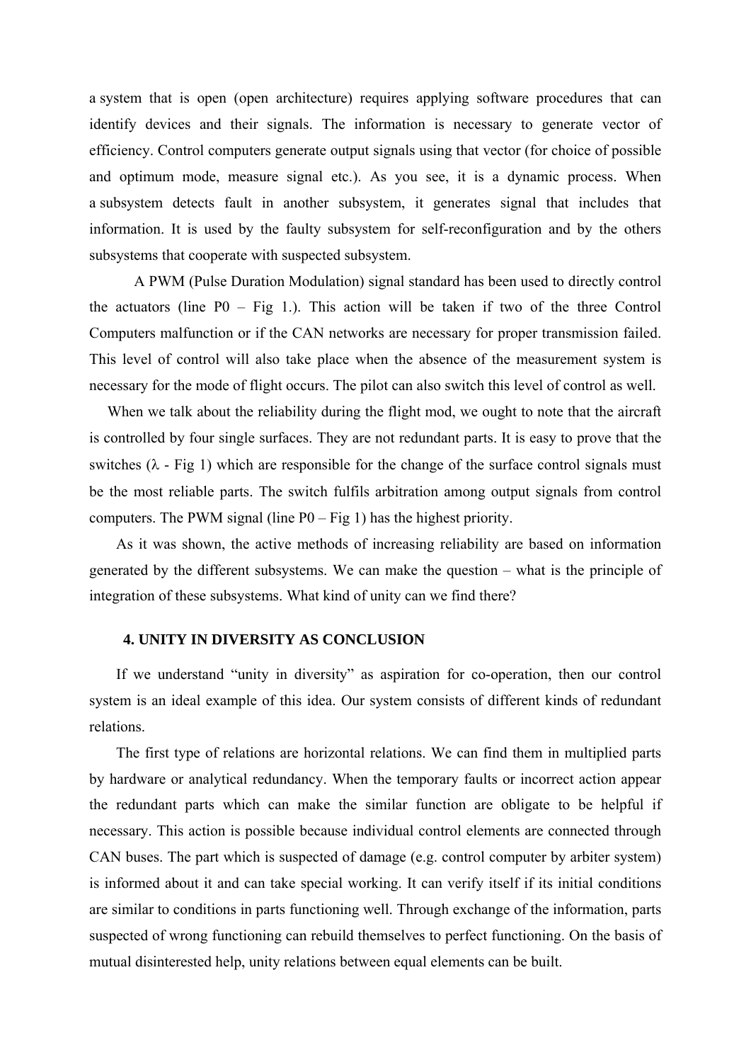a system that is open (open architecture) requires applying software procedures that can identify devices and their signals. The information is necessary to generate vector of efficiency. Control computers generate output signals using that vector (for choice of possible and optimum mode, measure signal etc.). As you see, it is a dynamic process. When a subsystem detects fault in another subsystem, it generates signal that includes that information. It is used by the faulty subsystem for self-reconfiguration and by the others subsystems that cooperate with suspected subsystem.

A PWM (Pulse Duration Modulation) signal standard has been used to directly control the actuators (line P0 – Fig 1.). This action will be taken if two of the three Control Computers malfunction or if the CAN networks are necessary for proper transmission failed. This level of control will also take place when the absence of the measurement system is necessary for the mode of flight occurs. The pilot can also switch this level of control as well.

When we talk about the reliability during the flight mod, we ought to note that the aircraft is controlled by four single surfaces. They are not redundant parts. It is easy to prove that the switches ($\lambda$ - Fig 1) which are responsible for the change of the surface control signals must be the most reliable parts. The switch fulfils arbitration among output signals from control computers. The PWM signal (line P0 – Fig 1) has the highest priority.

As it was shown, the active methods of increasing reliability are based on information generated by the different subsystems. We can make the question – what is the principle of integration of these subsystems. What kind of unity can we find there?

## 4. UNITY IN DIVERSITY AS CONCLUSION

If we understand "unity in diversity" as aspiration for co-operation, then our control system is an ideal example of this idea. Our system consists of different kinds of redundant relations.

The first type of relations are horizontal relations. We can find them in multiplied parts by hardware or analytical redundancy. When the temporary faults or incorrect action appear the redundant parts which can make the similar function are obligate to be helpful if necessary. This action is possible because individual control elements are connected through CAN buses. The part which is suspected of damage (e.g. control computer by arbiter system) is informed about it and can take special working. It can verify itself if its initial conditions are similar to conditions in parts functioning well. Through exchange of the information, parts suspected of wrong functioning can rebuild themselves to perfect functioning. On the basis of mutual disinterested help, unity relations between equal elements can be built.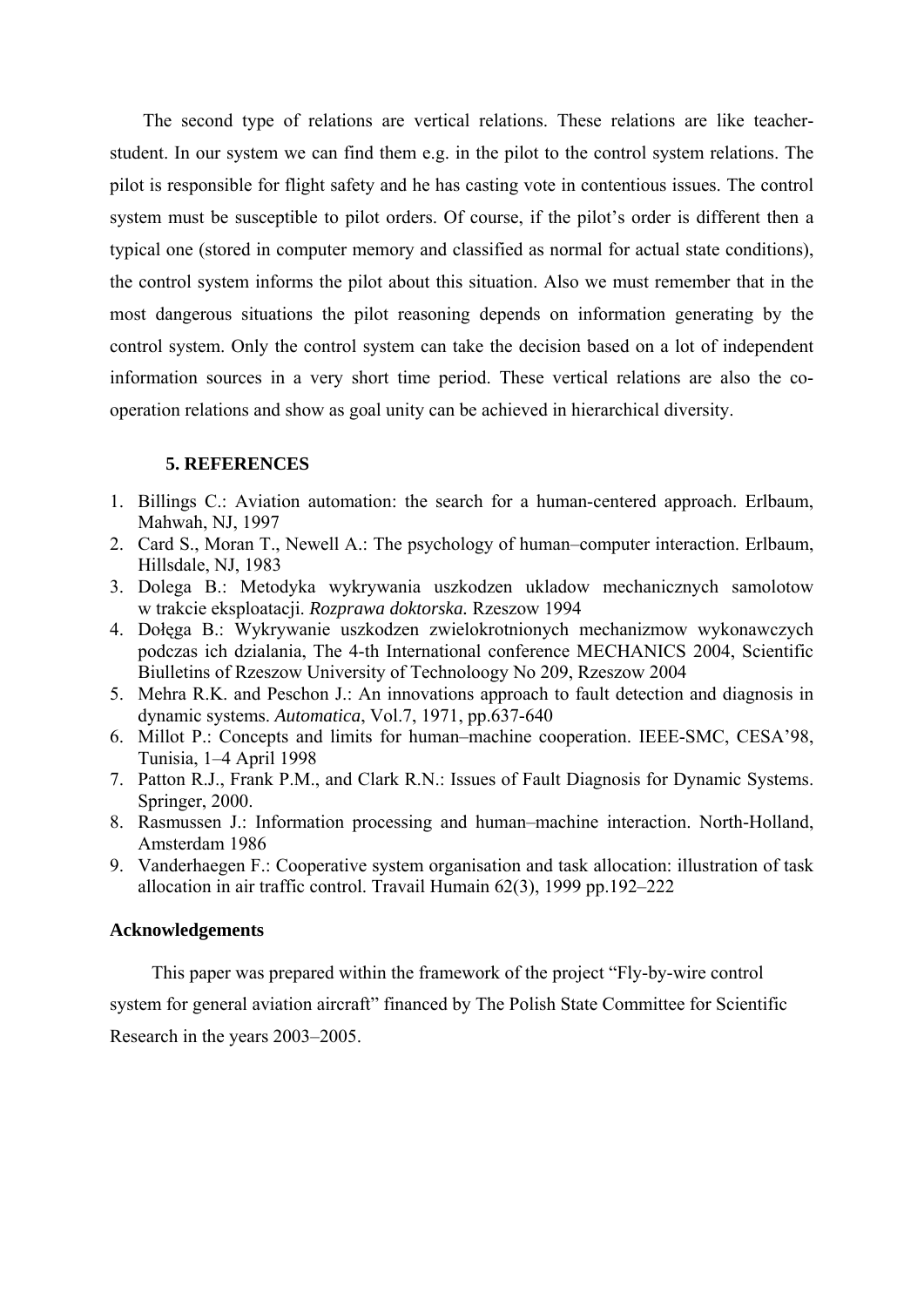The second type of relations are vertical relations. These relations are like teacher-student. In our system we can find them e.g. in the pilot to the control system relations. The pilot is responsible for flight safety and he has casting vote in contentious issues. The control system must be susceptible to pilot orders. Of course, if the pilot's order is different then a typical one (stored in computer memory and classified as normal for actual state conditions), the control system informs the pilot about this situation. Also we must remember that in the most dangerous situations the pilot reasoning depends on information generating by the control system. Only the control system can take the decision based on a lot of independent information sources in a very short time period. These vertical relations are also the co-operation relations and show as goal unity can be achieved in hierarchical diversity.

## 5. REFERENCES

1. Billings C.: Aviation automation: the search for a human-centered approach. Erlbaum, Mahwah, NJ, 1997
2. Card S., Moran T., Newell A.: The psychology of human–computer interaction. Erlbaum, Hillsdale, NJ, 1983
3. Dolega B.: Metodyka wykrywania uszkodzen ukladow mechanicznych samolotow w trakcie eksploatacji. *Rozprawa doktorska.* Rzeszow 1994
4. Dołęga B.: Wykrywanie uszkodzen zwielokrotnionych mechanizmow wykonawczych podczas ich dzialania, The 4-th International conference MECHANICS 2004, Scientific Biulletins of Rzeszow University of Technoloogy No 209, Rzeszow 2004
5. Mehra R.K. and Peschon J.: An innovations approach to fault detection and diagnosis in dynamic systems. *Automatica*, Vol.7, 1971, pp.637-640
6. Millot P.: Concepts and limits for human–machine cooperation. IEEE-SMC, CESA'98, Tunisia, 1–4 April 1998
7. Patton R.J., Frank P.M., and Clark R.N.: Issues of Fault Diagnosis for Dynamic Systems. Springer, 2000.
8. Rasmussen J.: Information processing and human–machine interaction. North-Holland, Amsterdam 1986
9. Vanderhaegen F.: Cooperative system organisation and task allocation: illustration of task allocation in air traffic control. Travail Humain 62(3), 1999 pp.192–222

### Acknowledgements

This paper was prepared within the framework of the project "Fly-by-wire control system for general aviation aircraft" financed by The Polish State Committee for Scientific Research in the years 2003–2005.